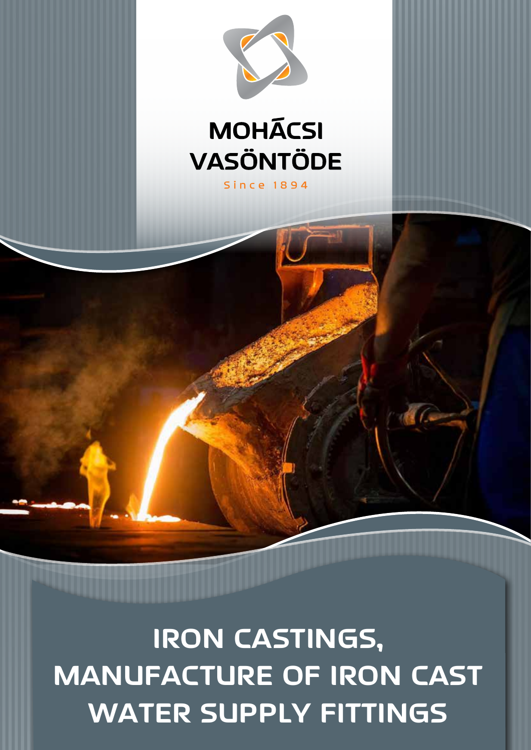# MOHÁCSI VASÖNTÖDE

Since 1894

# IRON CASTINGS, MANUFACTURE OF IRON CAST WATER SUPPLY FITTINGS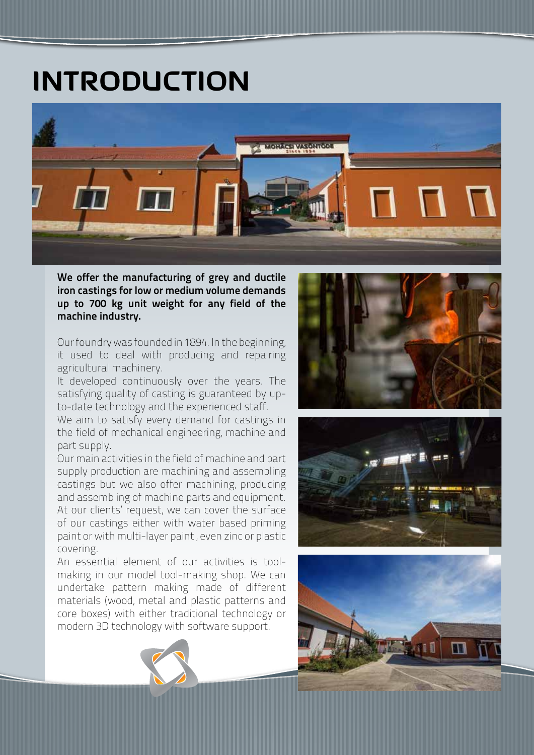# INTRODUCTION

**We offer the manufacturing of grey and ductile iron castings for low or medium volume demands up to 700 kg unit weight for any field of the machine industry.**

Our foundry was founded in 1894. In the beginning, it used to deal with producing and repairing agricultural machinery.

It developed continuously over the years. The satisfying quality of casting is guaranteed by up-to-date technology and the experienced staff.

We aim to satisfy every demand for castings in the field of mechanical engineering, machine and part supply.

Our main activities in the field of machine and part supply production are machining and assembling castings but we also offer machining, producing and assembling of machine parts and equipment.

At our clients' request, we can cover the surface of our castings either with water based priming paint or with multi-layer paint , even zinc or plastic covering.

An essential element of our activities is tool-making in our model tool-making shop. We can undertake pattern making made of different materials (wood, metal and plastic patterns and core boxes) with either traditional technology or modern 3D technology with software support.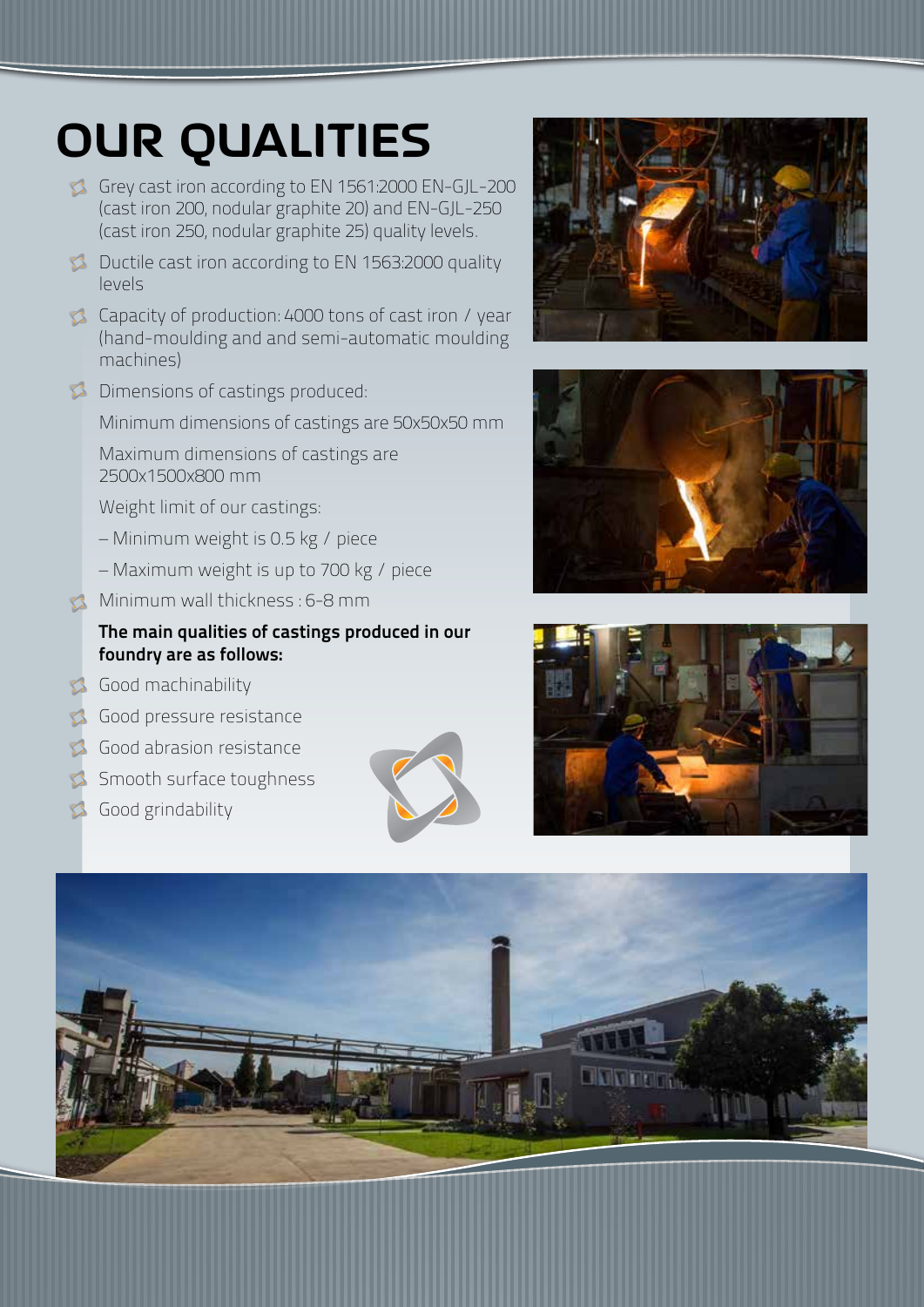# OUR QUALITIES

- Grey cast iron according to EN 1561:2000 EN-GJL-200 (cast iron 200, nodular graphite 20) and EN-GJL-250 (cast iron 250, nodular graphite 25) quality levels.
- Ductile cast iron according to EN 1563:2000 quality levels
- Capacity of production: 4000 tons of cast iron / year (hand-moulding and and semi-automatic moulding machines)
- Dimensions of castings produced:

  Minimum dimensions of castings are 50x50x50 mm

  Maximum dimensions of castings are 2500x1500x800 mm

  Weight limit of our castings:

  – Minimum weight is 0.5 kg / piece

  – Maximum weight is up to 700 kg / piece
- Minimum wall thickness : 6-8 mm

**The main qualities of castings produced in our foundry are as follows:**

- Good machinability
- Good pressure resistance
- Good abrasion resistance
- Smooth surface toughness
- Good grindability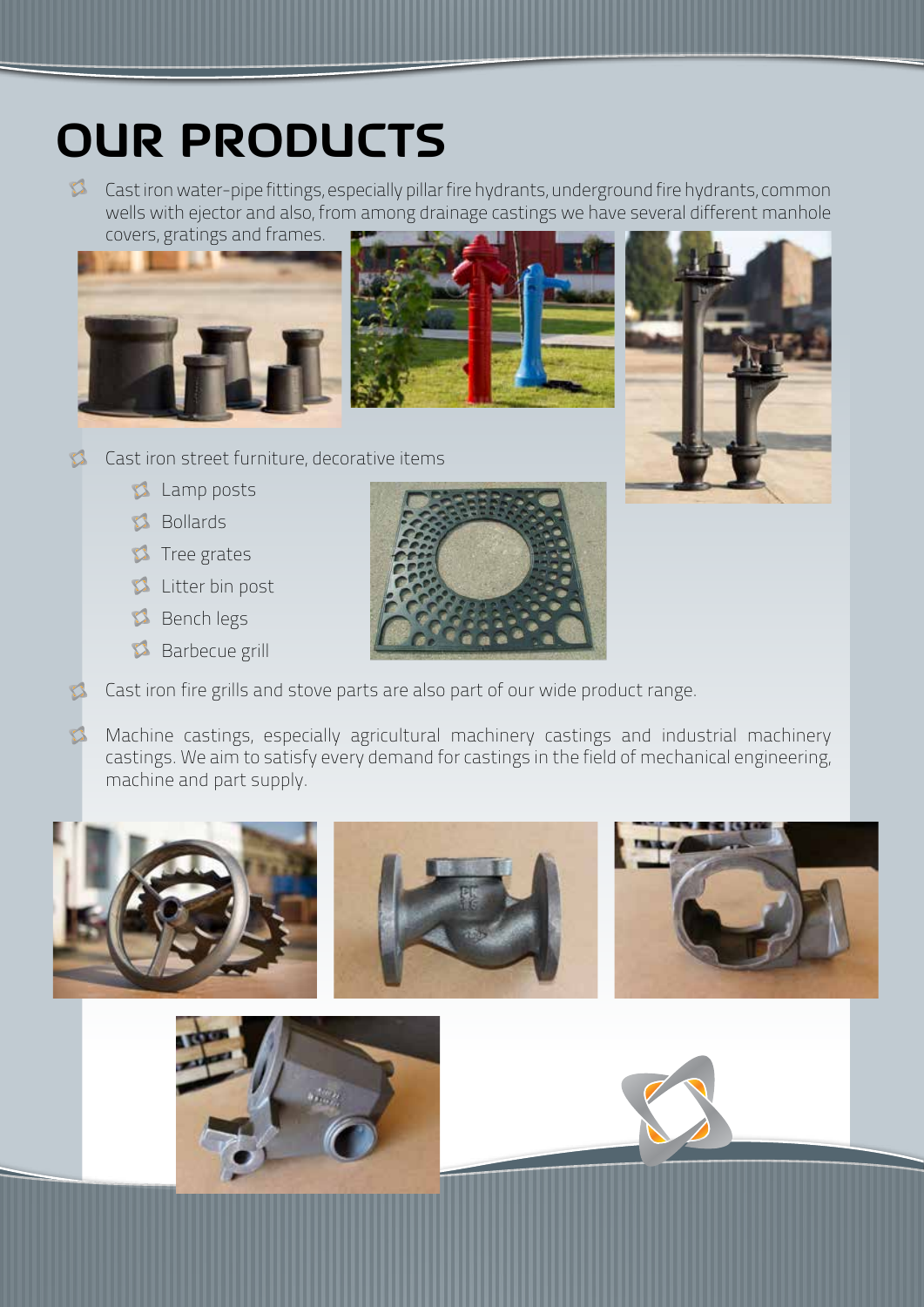# OUR PRODUCTS

- Cast iron water-pipe fittings, especially pillar fire hydrants, underground fire hydrants, common wells with ejector and also, from among drainage castings we have several different manhole covers, gratings and frames.
- Cast iron street furniture, decorative items
  - Lamp posts
  - Bollards
  - Tree grates
  - Litter bin post
  - Bench legs
  - Barbecue grill
- Cast iron fire grills and stove parts are also part of our wide product range.
- Machine castings, especially agricultural machinery castings and industrial machinery castings. We aim to satisfy every demand for castings in the field of mechanical engineering, machine and part supply.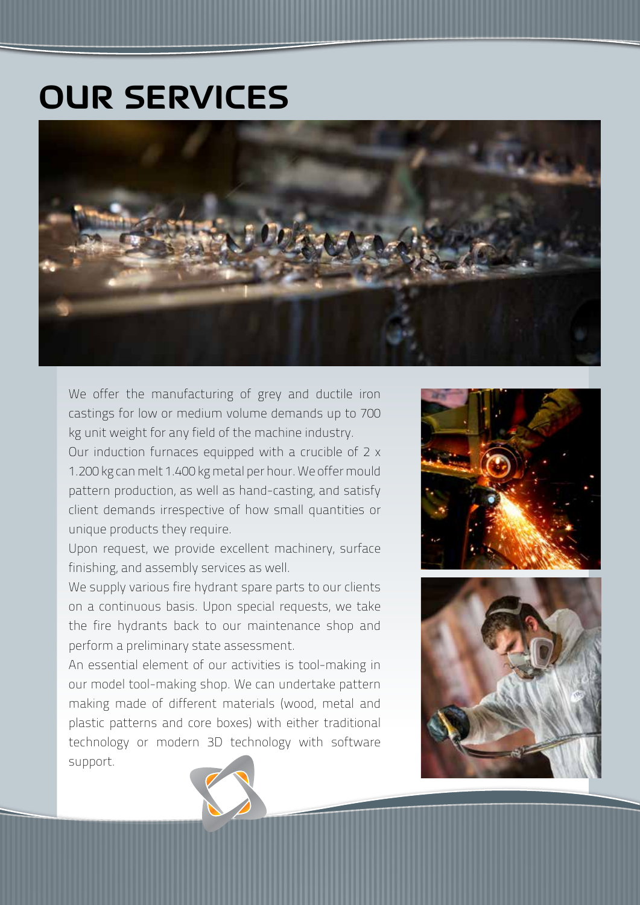# OUR SERVICES

We offer the manufacturing of grey and ductile iron castings for low or medium volume demands up to 700 kg unit weight for any field of the machine industry.

Our induction furnaces equipped with a crucible of 2 x 1.200 kg can melt 1.400 kg metal per hour. We offer mould pattern production, as well as hand-casting, and satisfy client demands irrespective of how small quantities or unique products they require.

Upon request, we provide excellent machinery, surface finishing, and assembly services as well.

We supply various fire hydrant spare parts to our clients on a continuous basis. Upon special requests, we take the fire hydrants back to our maintenance shop and perform a preliminary state assessment.

An essential element of our activities is tool-making in our model tool-making shop. We can undertake pattern making made of different materials (wood, metal and plastic patterns and core boxes) with either traditional technology or modern 3D technology with software support.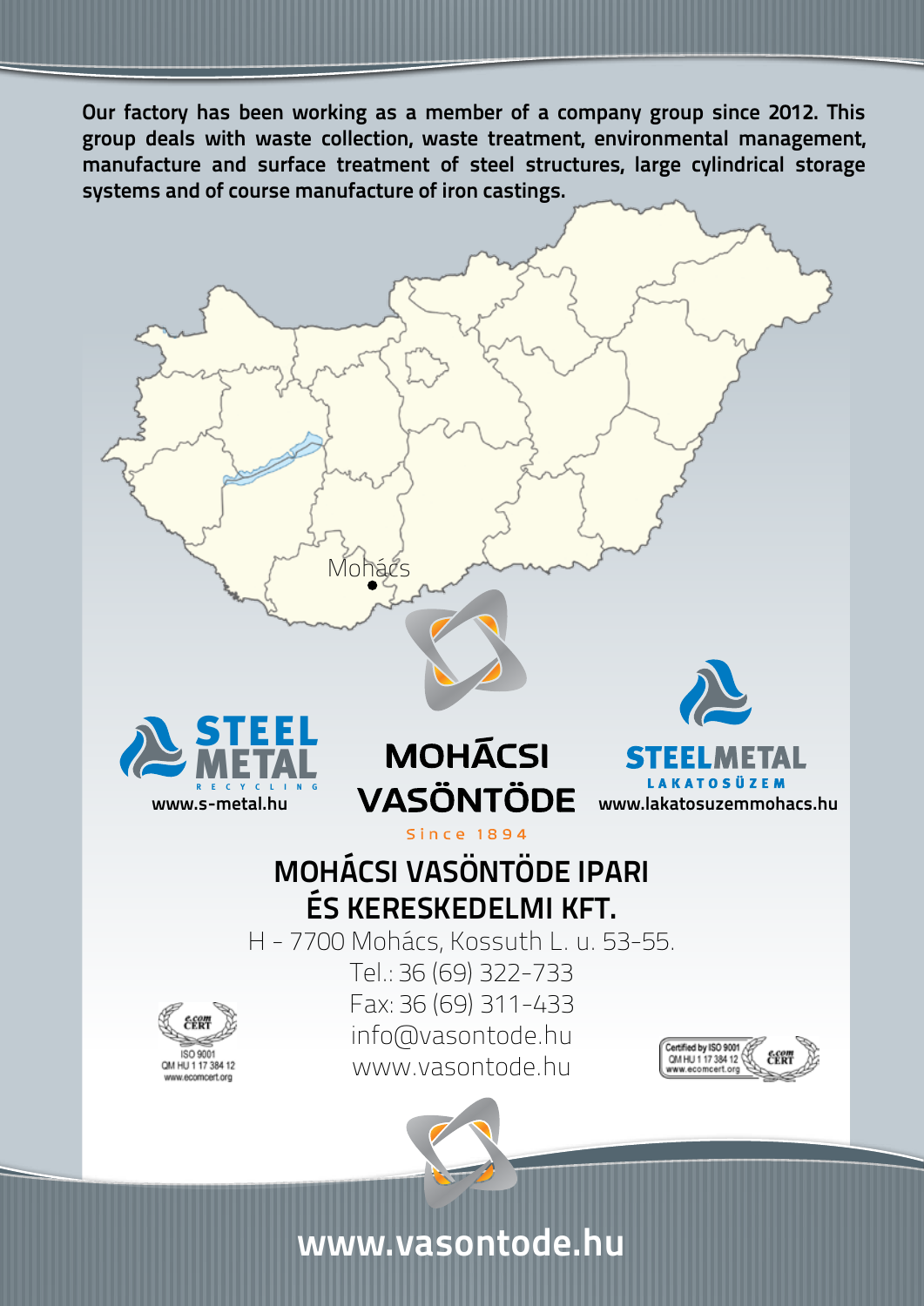**Our factory has been working as a member of a company group since 2012. This group deals with waste collection, waste treatment, environmental management, manufacture and surface treatment of steel structures, large cylindrical storage systems and of course manufacture of iron castings.**

Mohács

STEEL METAL RECYCLING
www.s-metal.hu

MOHÁCSI VASÖNTÖDE
Since 1894

STEELMETAL LAKATOSÜZEM
www.lakatosuzemmohacs.hu

## MOHÁCSI VASÖNTÖDE IPARI ÉS KERESKEDELMI KFT.

H - 7700 Mohács, Kossuth L. u. 53-55.
Tel.: 36 (69) 322-733
Fax: 36 (69) 311-433
info@vasontode.hu
www.vasontode.hu

e.com CERT
ISO 9001
QM HU 1 17 384 12
www.ecomcert.org

Certified by ISO 9001
QM HU 1 17 384 12
www.ecomcert.org
e.com CERT

**www.vasontode.hu**